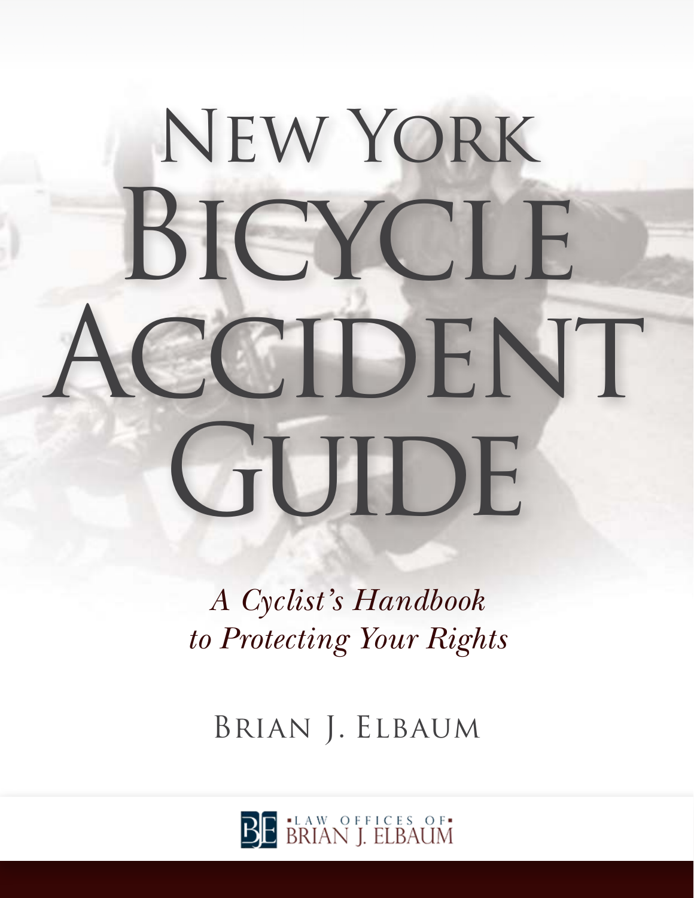# New York Bicycle Accident Guide

*A Cyclist's Handbook to Protecting Your Rights*

Brian J. Elbaum

Law Offices of Brian J. Elbaum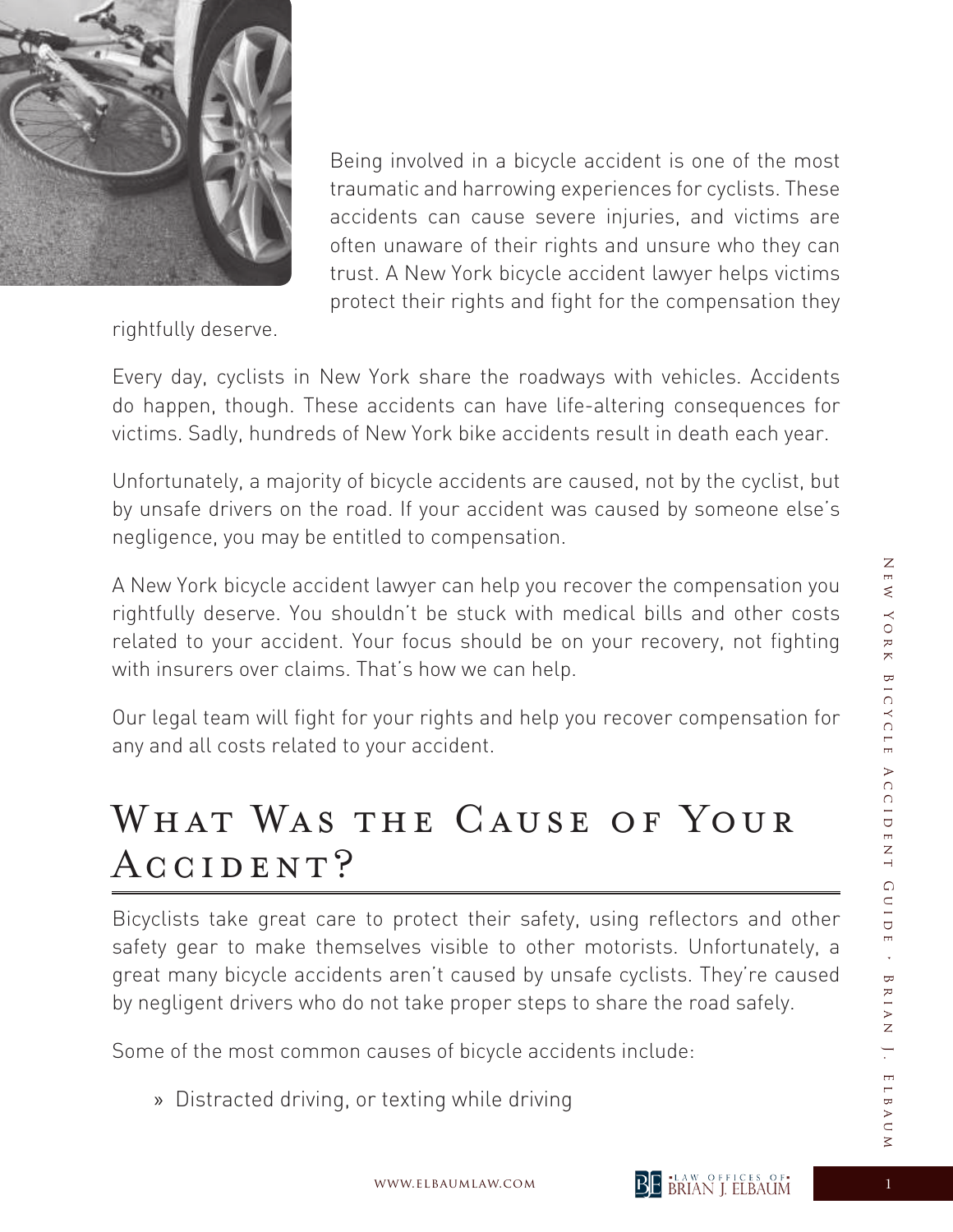Being involved in a bicycle accident is one of the most traumatic and harrowing experiences for cyclists. These accidents can cause severe injuries, and victims are often unaware of their rights and unsure who they can trust. A New York bicycle accident lawyer helps victims protect their rights and fight for the compensation they rightfully deserve.

Every day, cyclists in New York share the roadways with vehicles. Accidents do happen, though. These accidents can have life-altering consequences for victims. Sadly, hundreds of New York bike accidents result in death each year.

Unfortunately, a majority of bicycle accidents are caused, not by the cyclist, but by unsafe drivers on the road. If your accident was caused by someone else's negligence, you may be entitled to compensation.

A New York bicycle accident lawyer can help you recover the compensation you rightfully deserve. You shouldn't be stuck with medical bills and other costs related to your accident. Your focus should be on your recovery, not fighting with insurers over claims. That's how we can help.

Our legal team will fight for your rights and help you recover compensation for any and all costs related to your accident.

## What Was the Cause of Your Accident?

Bicyclists take great care to protect their safety, using reflectors and other safety gear to make themselves visible to other motorists. Unfortunately, a great many bicycle accidents aren't caused by unsafe cyclists. They're caused by negligent drivers who do not take proper steps to share the road safely.

Some of the most common causes of bicycle accidents include:

- Distracted driving, or texting while driving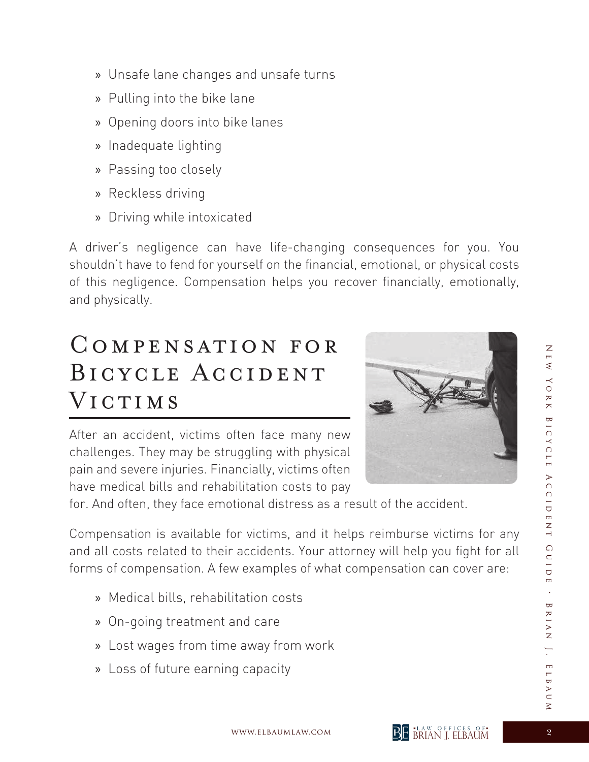- Unsafe lane changes and unsafe turns
- Pulling into the bike lane
- Opening doors into bike lanes
- Inadequate lighting
- Passing too closely
- Reckless driving
- Driving while intoxicated

A driver's negligence can have life-changing consequences for you. You shouldn't have to fend for yourself on the financial, emotional, or physical costs of this negligence. Compensation helps you recover financially, emotionally, and physically.

## Compensation for Bicycle Accident Victims

After an accident, victims often face many new challenges. They may be struggling with physical pain and severe injuries. Financially, victims often have medical bills and rehabilitation costs to pay for. And often, they face emotional distress as a result of the accident.

Compensation is available for victims, and it helps reimburse victims for any and all costs related to their accidents. Your attorney will help you fight for all forms of compensation. A few examples of what compensation can cover are:

- Medical bills, rehabilitation costs
- On-going treatment and care
- Lost wages from time away from work
- Loss of future earning capacity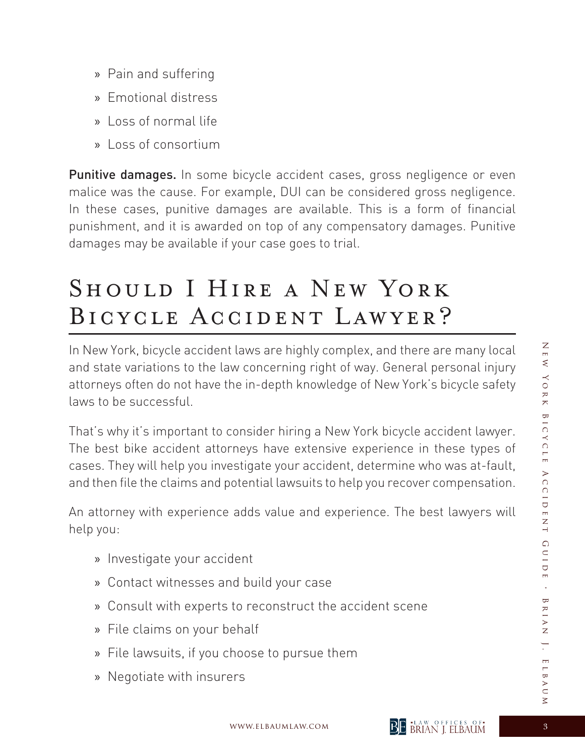- Pain and suffering
- Emotional distress
- Loss of normal life
- Loss of consortium

**Punitive damages.** In some bicycle accident cases, gross negligence or even malice was the cause. For example, DUI can be considered gross negligence. In these cases, punitive damages are available. This is a form of financial punishment, and it is awarded on top of any compensatory damages. Punitive damages may be available if your case goes to trial.

# Should I Hire a New York Bicycle Accident Lawyer?

In New York, bicycle accident laws are highly complex, and there are many local and state variations to the law concerning right of way. General personal injury attorneys often do not have the in-depth knowledge of New York's bicycle safety laws to be successful.

That's why it's important to consider hiring a New York bicycle accident lawyer. The best bike accident attorneys have extensive experience in these types of cases. They will help you investigate your accident, determine who was at-fault, and then file the claims and potential lawsuits to help you recover compensation.

An attorney with experience adds value and experience. The best lawyers will help you:

- Investigate your accident
- Contact witnesses and build your case
- Consult with experts to reconstruct the accident scene
- File claims on your behalf
- File lawsuits, if you choose to pursue them
- Negotiate with insurers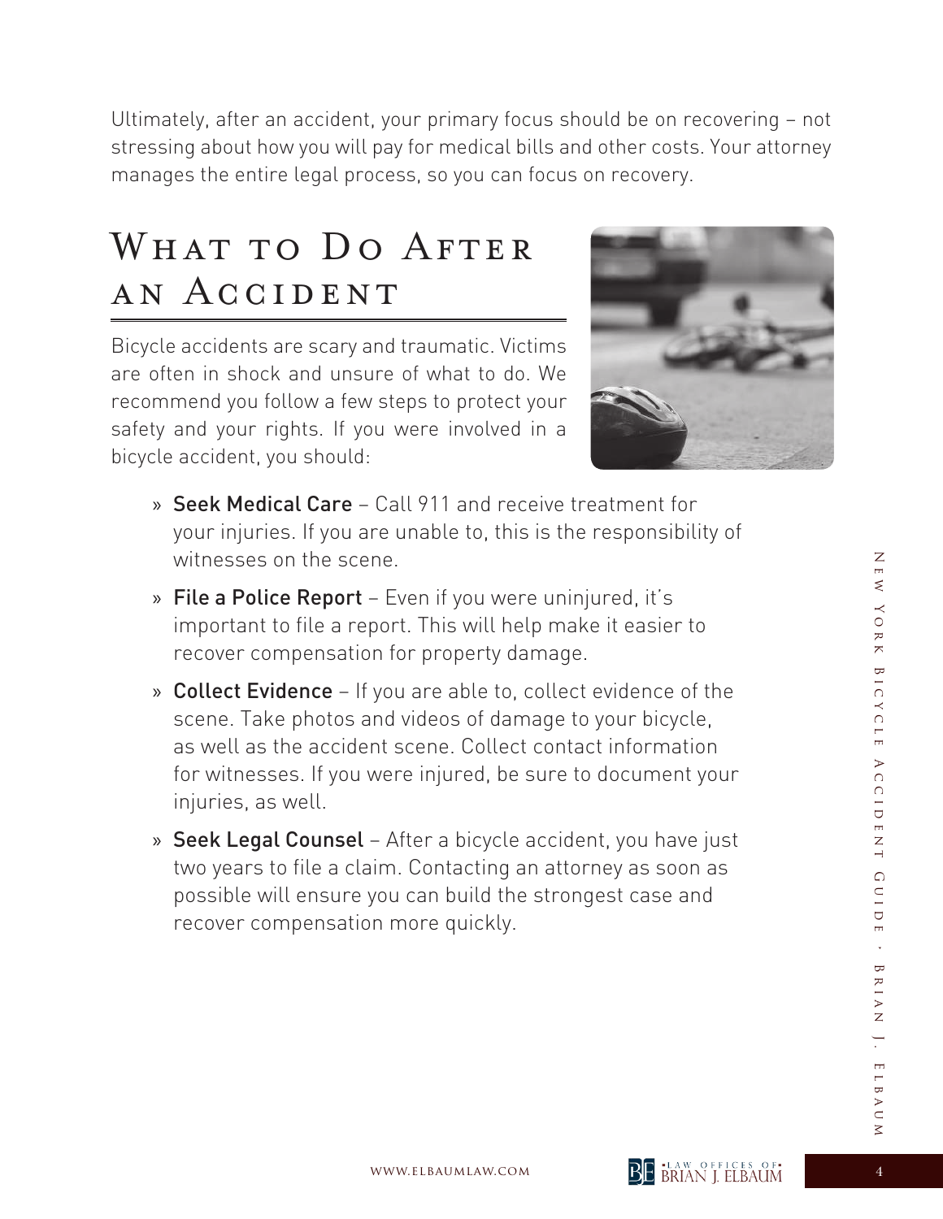Ultimately, after an accident, your primary focus should be on recovering – not stressing about how you will pay for medical bills and other costs. Your attorney manages the entire legal process, so you can focus on recovery.

## What to Do After an Accident

Bicycle accidents are scary and traumatic. Victims are often in shock and unsure of what to do. We recommend you follow a few steps to protect your safety and your rights. If you were involved in a bicycle accident, you should:

- **Seek Medical Care** – Call 911 and receive treatment for your injuries. If you are unable to, this is the responsibility of witnesses on the scene.
- **File a Police Report** – Even if you were uninjured, it's important to file a report. This will help make it easier to recover compensation for property damage.
- **Collect Evidence** – If you are able to, collect evidence of the scene. Take photos and videos of damage to your bicycle, as well as the accident scene. Collect contact information for witnesses. If you were injured, be sure to document your injuries, as well.
- **Seek Legal Counsel** – After a bicycle accident, you have just two years to file a claim. Contacting an attorney as soon as possible will ensure you can build the strongest case and recover compensation more quickly.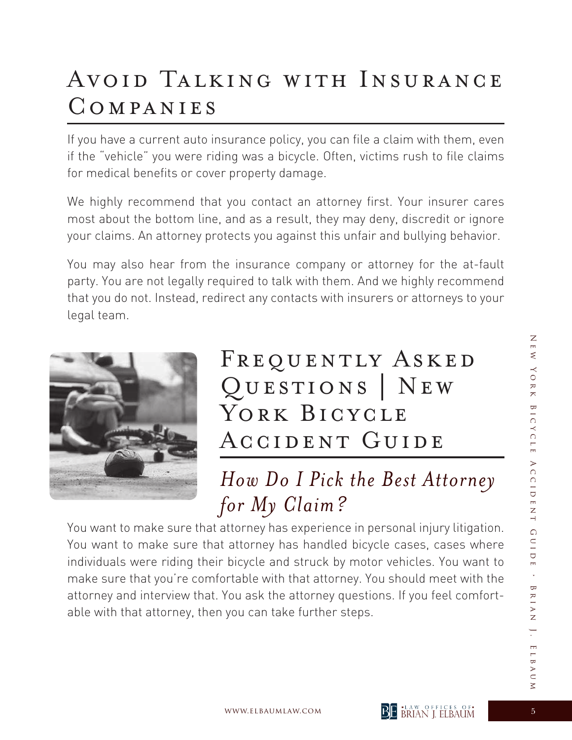# Avoid Talking with Insurance Companies

If you have a current auto insurance policy, you can file a claim with them, even if the "vehicle" you were riding was a bicycle. Often, victims rush to file claims for medical benefits or cover property damage.

We highly recommend that you contact an attorney first. Your insurer cares most about the bottom line, and as a result, they may deny, discredit or ignore your claims. An attorney protects you against this unfair and bullying behavior.

You may also hear from the insurance company or attorney for the at-fault party. You are not legally required to talk with them. And we highly recommend that you do not. Instead, redirect any contacts with insurers or attorneys to your legal team.

# Frequently Asked Questions | New York Bicycle Accident Guide

## *How Do I Pick the Best Attorney for My Claim?*

You want to make sure that attorney has experience in personal injury litigation. You want to make sure that attorney has handled bicycle cases, cases where individuals were riding their bicycle and struck by motor vehicles. You want to make sure that you're comfortable with that attorney. You should meet with the attorney and interview that. You ask the attorney questions. If you feel comfortable with that attorney, then you can take further steps.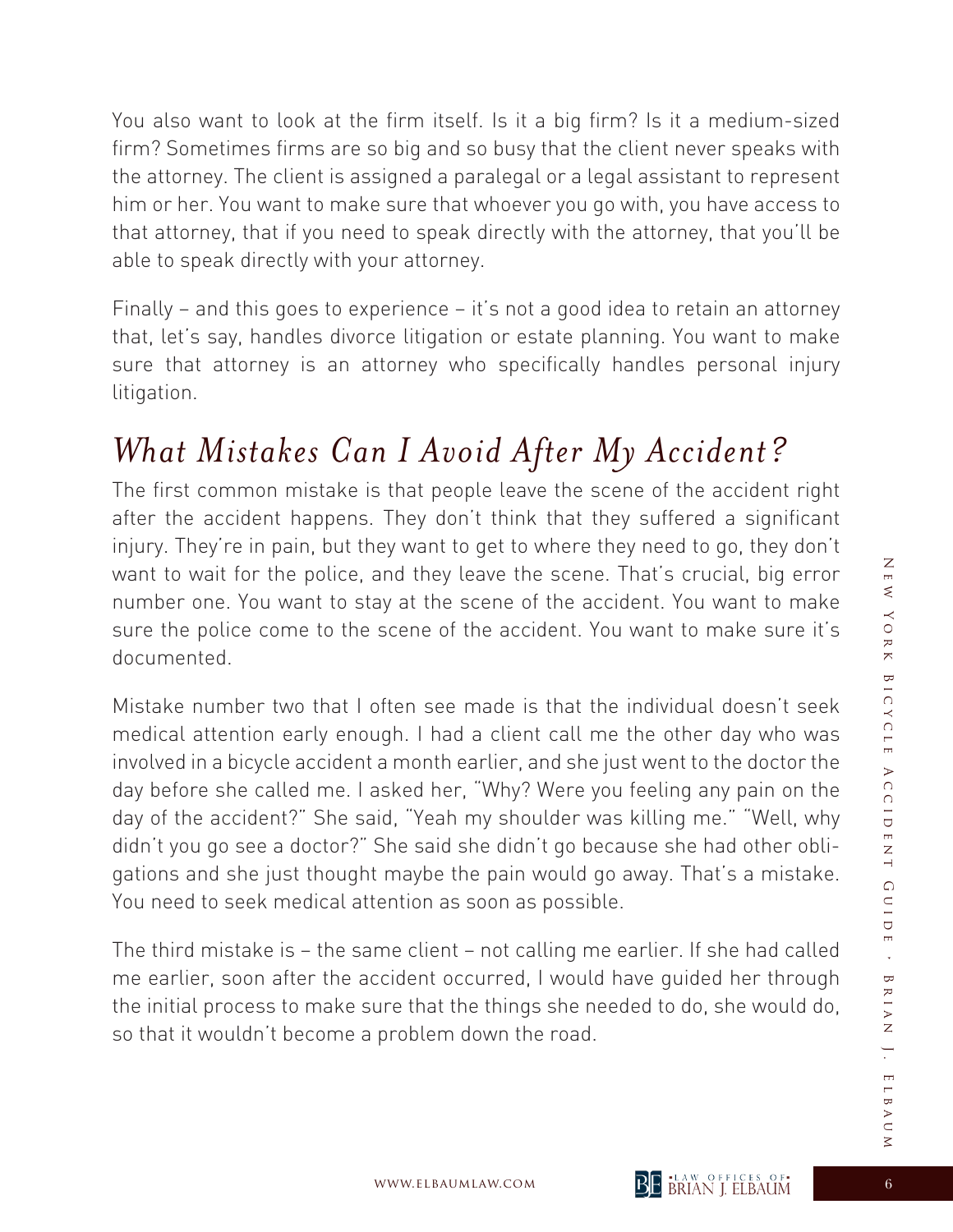You also want to look at the firm itself. Is it a big firm? Is it a medium-sized firm? Sometimes firms are so big and so busy that the client never speaks with the attorney. The client is assigned a paralegal or a legal assistant to represent him or her. You want to make sure that whoever you go with, you have access to that attorney, that if you need to speak directly with the attorney, that you'll be able to speak directly with your attorney.

Finally – and this goes to experience – it's not a good idea to retain an attorney that, let's say, handles divorce litigation or estate planning. You want to make sure that attorney is an attorney who specifically handles personal injury litigation.

## *What Mistakes Can I Avoid After My Accident?*

The first common mistake is that people leave the scene of the accident right after the accident happens. They don't think that they suffered a significant injury. They're in pain, but they want to get to where they need to go, they don't want to wait for the police, and they leave the scene. That's crucial, big error number one. You want to stay at the scene of the accident. You want to make sure the police come to the scene of the accident. You want to make sure it's documented.

Mistake number two that I often see made is that the individual doesn't seek medical attention early enough. I had a client call me the other day who was involved in a bicycle accident a month earlier, and she just went to the doctor the day before she called me. I asked her, "Why? Were you feeling any pain on the day of the accident?" She said, "Yeah my shoulder was killing me." "Well, why didn't you go see a doctor?" She said she didn't go because she had other obligations and she just thought maybe the pain would go away. That's a mistake. You need to seek medical attention as soon as possible.

The third mistake is – the same client – not calling me earlier. If she had called me earlier, soon after the accident occurred, I would have guided her through the initial process to make sure that the things she needed to do, she would do, so that it wouldn't become a problem down the road.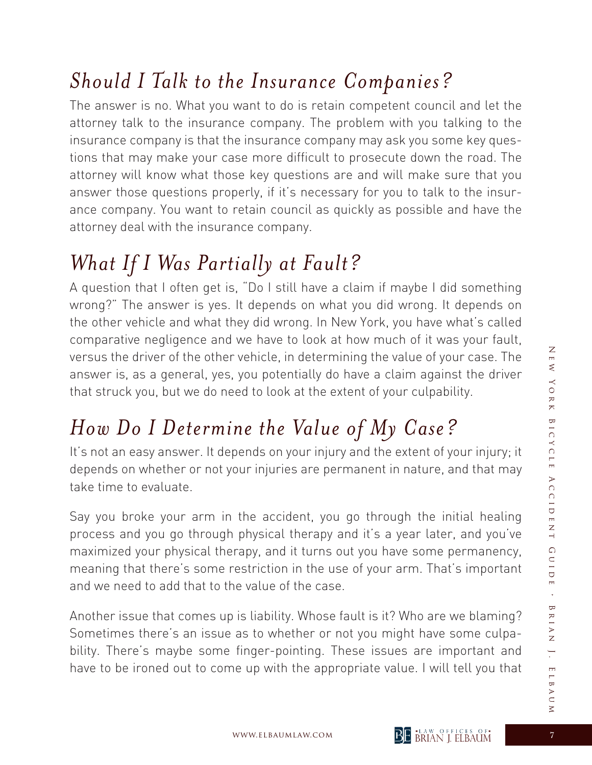## *Should I Talk to the Insurance Companies?*

The answer is no. What you want to do is retain competent council and let the attorney talk to the insurance company. The problem with you talking to the insurance company is that the insurance company may ask you some key questions that may make your case more difficult to prosecute down the road. The attorney will know what those key questions are and will make sure that you answer those questions properly, if it's necessary for you to talk to the insurance company. You want to retain council as quickly as possible and have the attorney deal with the insurance company.

## *What If I Was Partially at Fault?*

A question that I often get is, "Do I still have a claim if maybe I did something wrong?" The answer is yes. It depends on what you did wrong. It depends on the other vehicle and what they did wrong. In New York, you have what's called comparative negligence and we have to look at how much of it was your fault, versus the driver of the other vehicle, in determining the value of your case. The answer is, as a general, yes, you potentially do have a claim against the driver that struck you, but we do need to look at the extent of your culpability.

## *How Do I Determine the Value of My Case?*

It's not an easy answer. It depends on your injury and the extent of your injury; it depends on whether or not your injuries are permanent in nature, and that may take time to evaluate.

Say you broke your arm in the accident, you go through the initial healing process and you go through physical therapy and it's a year later, and you've maximized your physical therapy, and it turns out you have some permanency, meaning that there's some restriction in the use of your arm. That's important and we need to add that to the value of the case.

Another issue that comes up is liability. Whose fault is it? Who are we blaming? Sometimes there's an issue as to whether or not you might have some culpability. There's maybe some finger-pointing. These issues are important and have to be ironed out to come up with the appropriate value. I will tell you that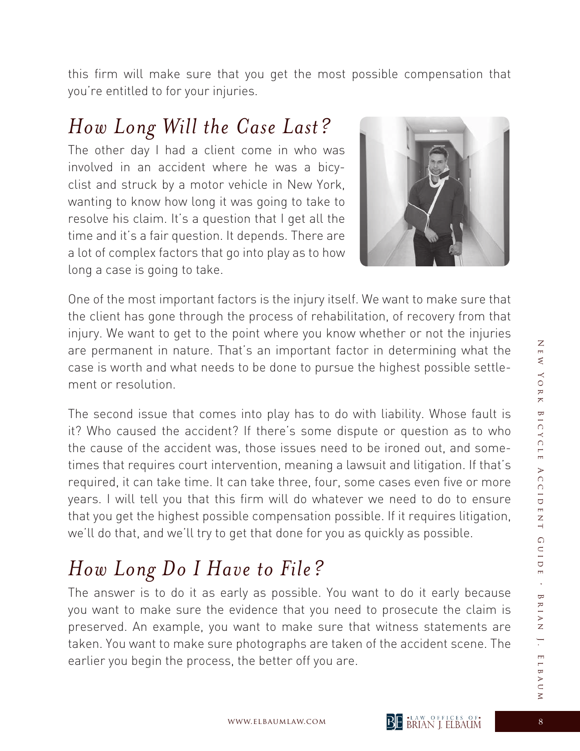this firm will make sure that you get the most possible compensation that you're entitled to for your injuries.

## *How Long Will the Case Last?*

The other day I had a client come in who was involved in an accident where he was a bicyclist and struck by a motor vehicle in New York, wanting to know how long it was going to take to resolve his claim. It's a question that I get all the time and it's a fair question. It depends. There are a lot of complex factors that go into play as to how long a case is going to take.

One of the most important factors is the injury itself. We want to make sure that the client has gone through the process of rehabilitation, of recovery from that injury. We want to get to the point where you know whether or not the injuries are permanent in nature. That's an important factor in determining what the case is worth and what needs to be done to pursue the highest possible settlement or resolution.

The second issue that comes into play has to do with liability. Whose fault is it? Who caused the accident? If there's some dispute or question as to who the cause of the accident was, those issues need to be ironed out, and sometimes that requires court intervention, meaning a lawsuit and litigation. If that's required, it can take time. It can take three, four, some cases even five or more years. I will tell you that this firm will do whatever we need to do to ensure that you get the highest possible compensation possible. If it requires litigation, we'll do that, and we'll try to get that done for you as quickly as possible.

## *How Long Do I Have to File?*

The answer is to do it as early as possible. You want to do it early because you want to make sure the evidence that you need to prosecute the claim is preserved. An example, you want to make sure that witness statements are taken. You want to make sure photographs are taken of the accident scene. The earlier you begin the process, the better off you are.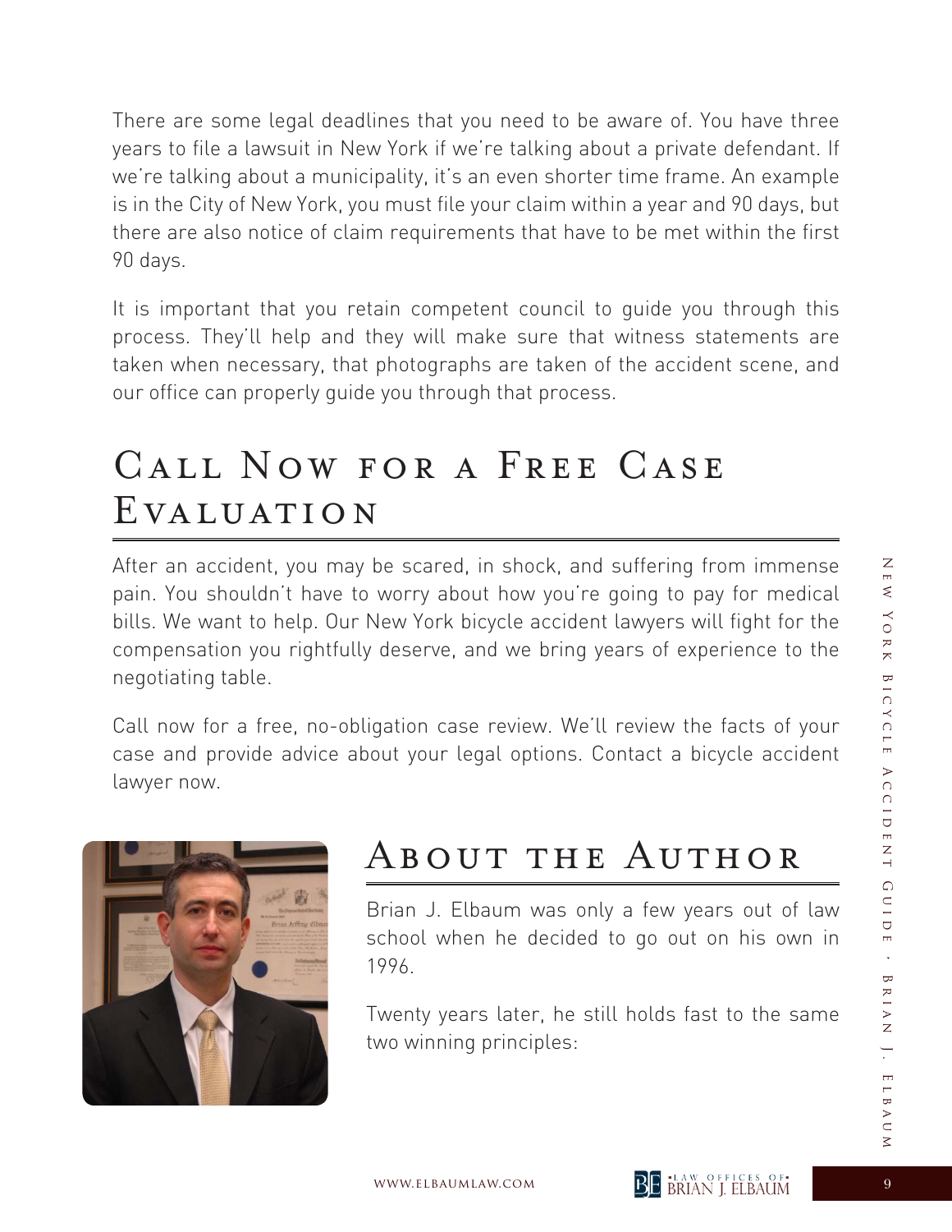There are some legal deadlines that you need to be aware of. You have three years to file a lawsuit in New York if we're talking about a private defendant. If we're talking about a municipality, it's an even shorter time frame. An example is in the City of New York, you must file your claim within a year and 90 days, but there are also notice of claim requirements that have to be met within the first 90 days.

It is important that you retain competent council to guide you through this process. They'll help and they will make sure that witness statements are taken when necessary, that photographs are taken of the accident scene, and our office can properly guide you through that process.

## Call Now for a Free Case Evaluation

After an accident, you may be scared, in shock, and suffering from immense pain. You shouldn't have to worry about how you're going to pay for medical bills. We want to help. Our New York bicycle accident lawyers will fight for the compensation you rightfully deserve, and we bring years of experience to the negotiating table.

Call now for a free, no-obligation case review. We'll review the facts of your case and provide advice about your legal options. Contact a bicycle accident lawyer now.

## About the Author

Brian J. Elbaum was only a few years out of law school when he decided to go out on his own in 1996.

Twenty years later, he still holds fast to the same two winning principles: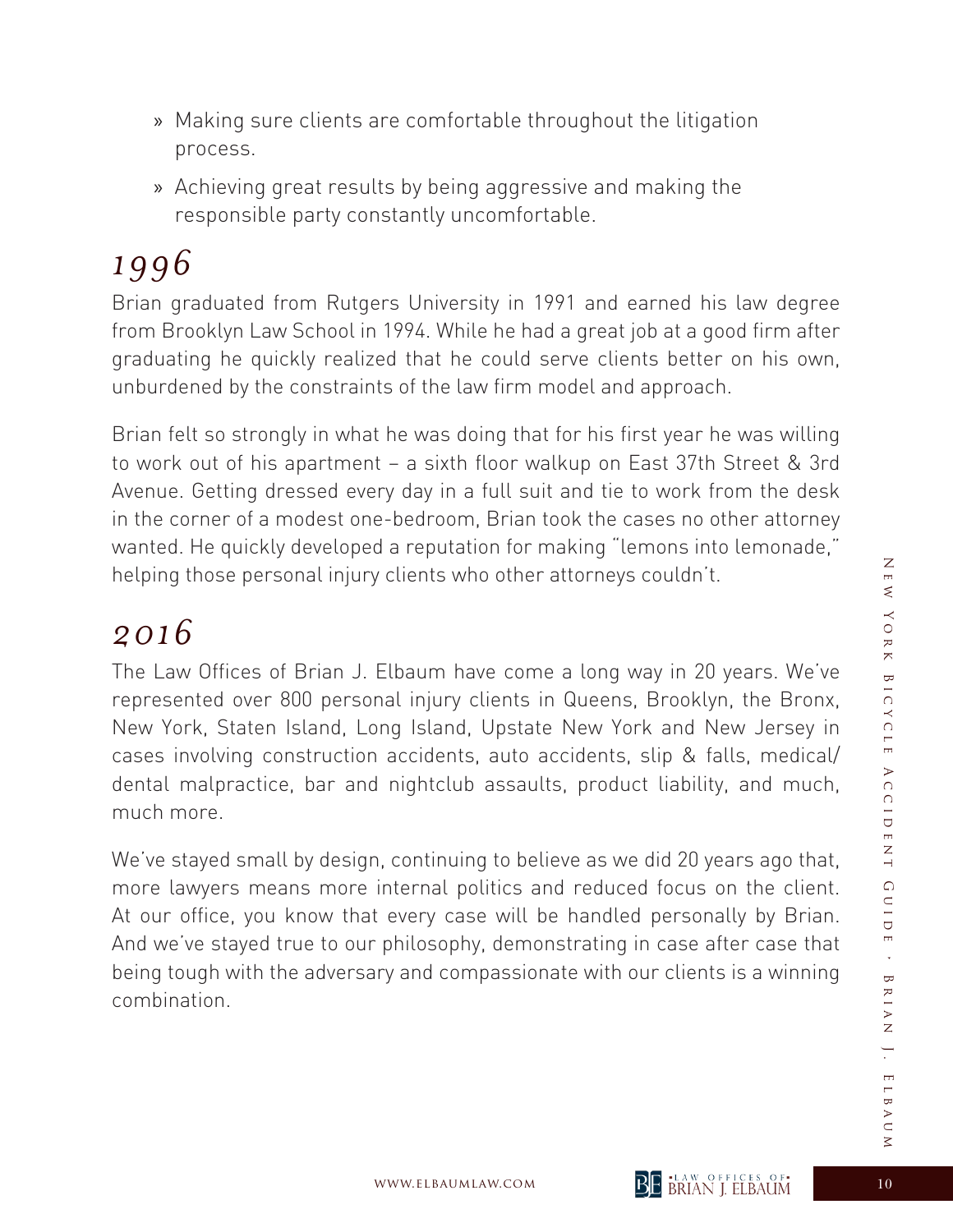- Making sure clients are comfortable throughout the litigation process.
- Achieving great results by being aggressive and making the responsible party constantly uncomfortable.

## *1996*

Brian graduated from Rutgers University in 1991 and earned his law degree from Brooklyn Law School in 1994. While he had a great job at a good firm after graduating he quickly realized that he could serve clients better on his own, unburdened by the constraints of the law firm model and approach.

Brian felt so strongly in what he was doing that for his first year he was willing to work out of his apartment – a sixth floor walkup on East 37th Street & 3rd Avenue. Getting dressed every day in a full suit and tie to work from the desk in the corner of a modest one-bedroom, Brian took the cases no other attorney wanted. He quickly developed a reputation for making "lemons into lemonade," helping those personal injury clients who other attorneys couldn't.

## *2016*

The Law Offices of Brian J. Elbaum have come a long way in 20 years. We've represented over 800 personal injury clients in Queens, Brooklyn, the Bronx, New York, Staten Island, Long Island, Upstate New York and New Jersey in cases involving construction accidents, auto accidents, slip & falls, medical/dental malpractice, bar and nightclub assaults, product liability, and much, much more.

We've stayed small by design, continuing to believe as we did 20 years ago that, more lawyers means more internal politics and reduced focus on the client. At our office, you know that every case will be handled personally by Brian. And we've stayed true to our philosophy, demonstrating in case after case that being tough with the adversary and compassionate with our clients is a winning combination.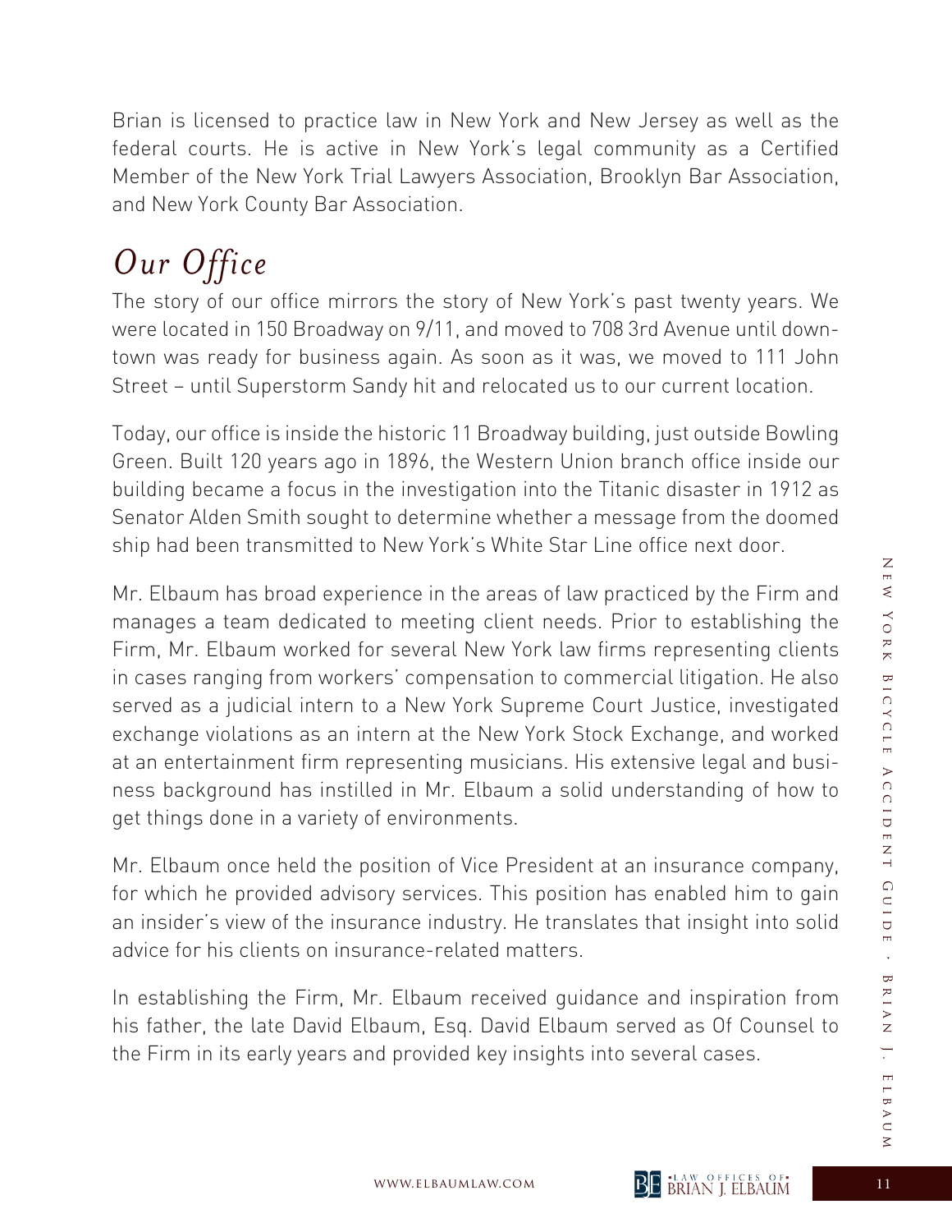Brian is licensed to practice law in New York and New Jersey as well as the federal courts. He is active in New York's legal community as a Certified Member of the New York Trial Lawyers Association, Brooklyn Bar Association, and New York County Bar Association.

## *Our Office*

The story of our office mirrors the story of New York's past twenty years. We were located in 150 Broadway on 9/11, and moved to 708 3rd Avenue until downtown was ready for business again. As soon as it was, we moved to 111 John Street – until Superstorm Sandy hit and relocated us to our current location.

Today, our office is inside the historic 11 Broadway building, just outside Bowling Green. Built 120 years ago in 1896, the Western Union branch office inside our building became a focus in the investigation into the Titanic disaster in 1912 as Senator Alden Smith sought to determine whether a message from the doomed ship had been transmitted to New York's White Star Line office next door.

Mr. Elbaum has broad experience in the areas of law practiced by the Firm and manages a team dedicated to meeting client needs. Prior to establishing the Firm, Mr. Elbaum worked for several New York law firms representing clients in cases ranging from workers' compensation to commercial litigation. He also served as a judicial intern to a New York Supreme Court Justice, investigated exchange violations as an intern at the New York Stock Exchange, and worked at an entertainment firm representing musicians. His extensive legal and business background has instilled in Mr. Elbaum a solid understanding of how to get things done in a variety of environments.

Mr. Elbaum once held the position of Vice President at an insurance company, for which he provided advisory services. This position has enabled him to gain an insider's view of the insurance industry. He translates that insight into solid advice for his clients on insurance-related matters.

In establishing the Firm, Mr. Elbaum received guidance and inspiration from his father, the late David Elbaum, Esq. David Elbaum served as Of Counsel to the Firm in its early years and provided key insights into several cases.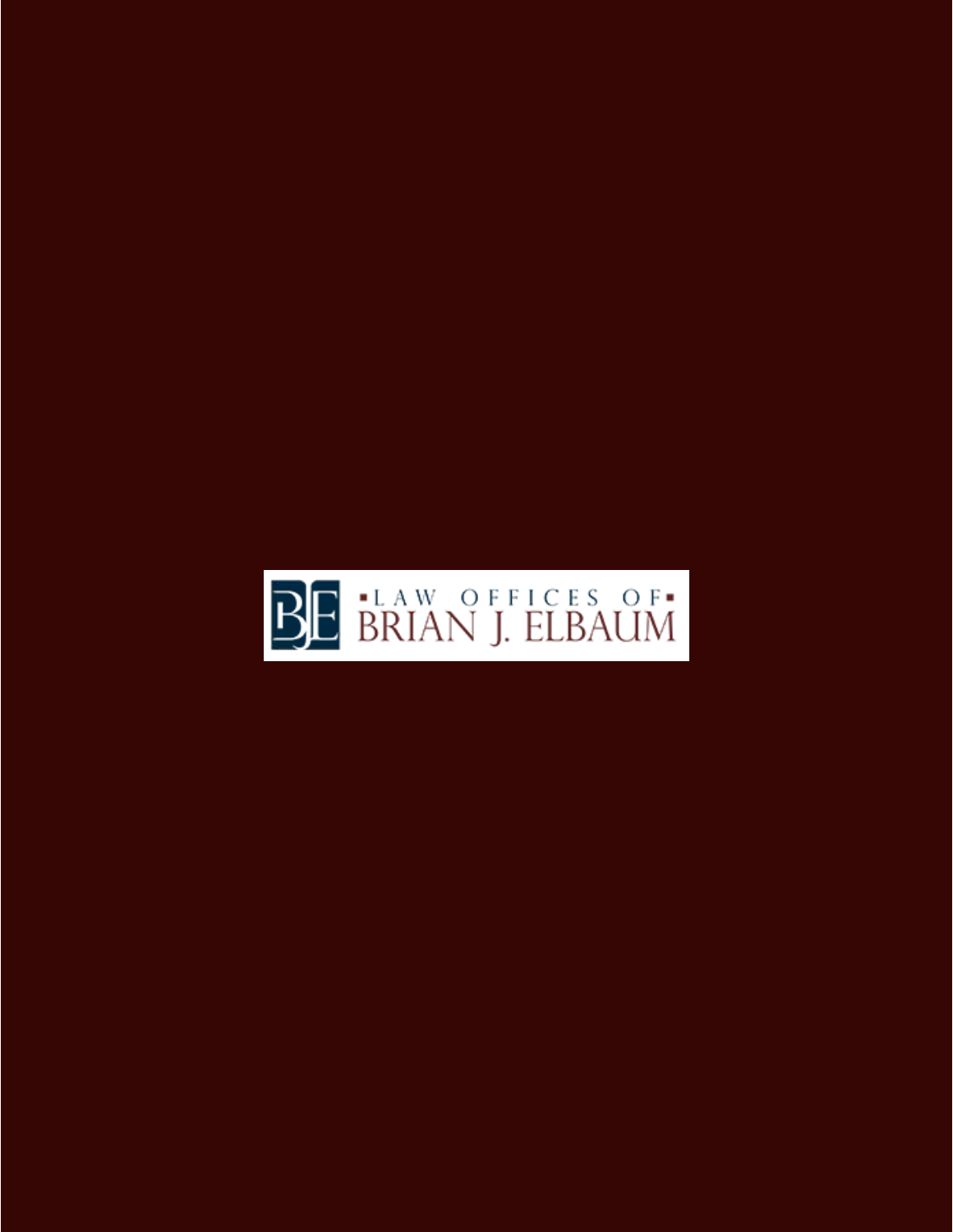LAW OFFICES OF
BRIAN J. ELBAUM